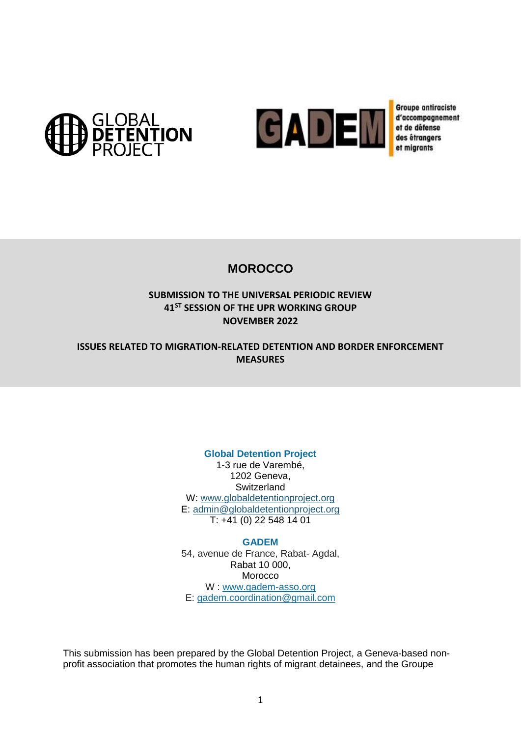GLOBAL DETENTION PROJECT

GADEM Groupe antiraciste d'accompagnement et de défense des étrangers et migrants

# MOROCCO

**SUBMISSION TO THE UNIVERSAL PERIODIC REVIEW**
**41ST SESSION OF THE UPR WORKING GROUP**
**NOVEMBER 2022**

**ISSUES RELATED TO MIGRATION-RELATED DETENTION AND BORDER ENFORCEMENT MEASURES**

**Global Detention Project**
1-3 rue de Varembé,
1202 Geneva,
Switzerland
W: www.globaldetentionproject.org
E: admin@globaldetentionproject.org
T: +41 (0) 22 548 14 01

**GADEM**
54, avenue de France, Rabat- Agdal,
Rabat 10 000,
Morocco
W : www.gadem-asso.org
E: gadem.coordination@gmail.com

This submission has been prepared by the Global Detention Project, a Geneva-based non-profit association that promotes the human rights of migrant detainees, and the Groupe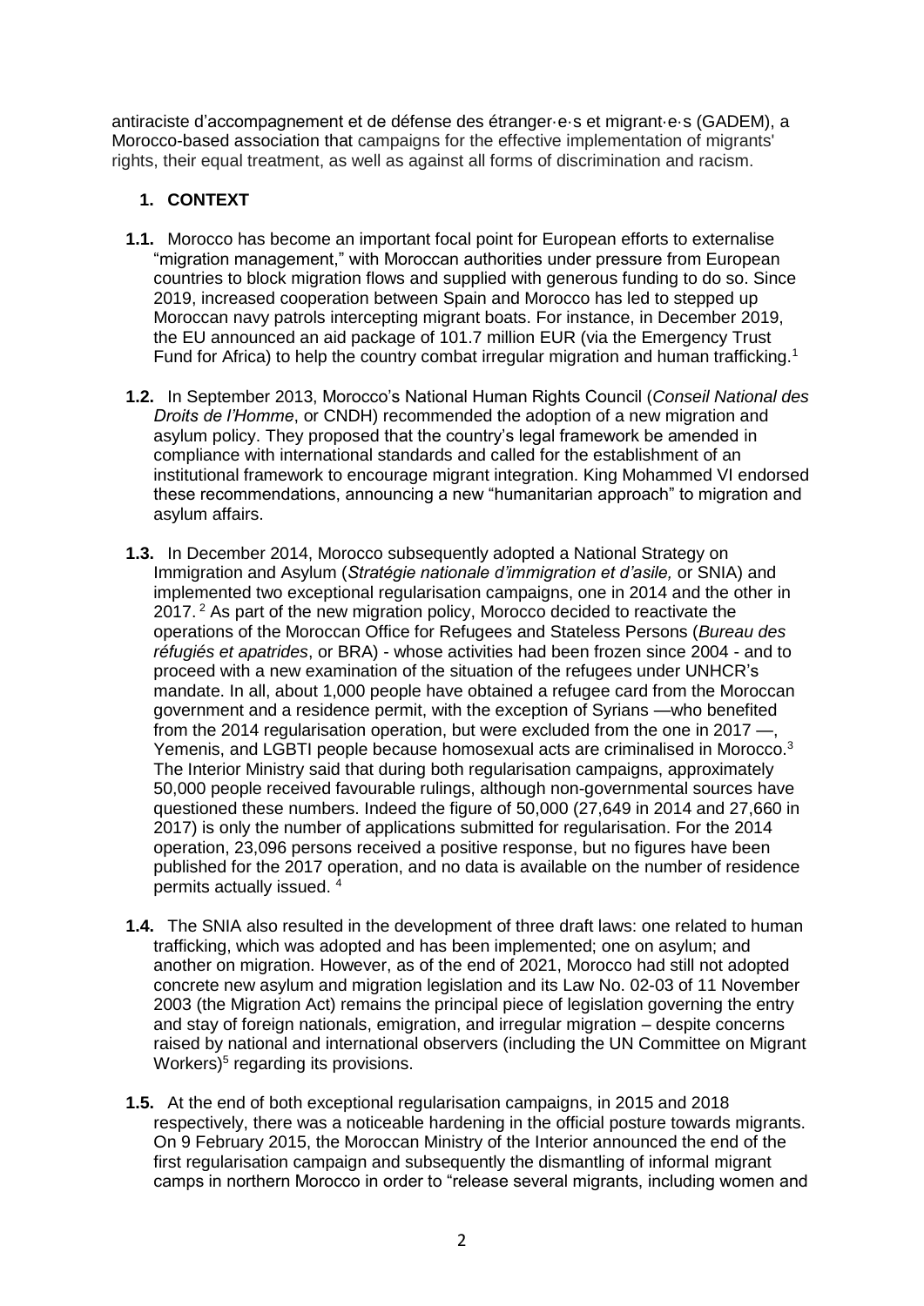antiraciste d'accompagnement et de défense des étranger·e·s et migrant·e·s (GADEM), a Morocco-based association that campaigns for the effective implementation of migrants' rights, their equal treatment, as well as against all forms of discrimination and racism.

## 1. CONTEXT

**1.1.** Morocco has become an important focal point for European efforts to externalise "migration management," with Moroccan authorities under pressure from European countries to block migration flows and supplied with generous funding to do so. Since 2019, increased cooperation between Spain and Morocco has led to stepped up Moroccan navy patrols intercepting migrant boats. For instance, in December 2019, the EU announced an aid package of 101.7 million EUR (via the Emergency Trust Fund for Africa) to help the country combat irregular migration and human trafficking.[1]

**1.2.** In September 2013, Morocco's National Human Rights Council (*Conseil National des Droits de l'Homme*, or CNDH) recommended the adoption of a new migration and asylum policy. They proposed that the country's legal framework be amended in compliance with international standards and called for the establishment of an institutional framework to encourage migrant integration. King Mohammed VI endorsed these recommendations, announcing a new "humanitarian approach" to migration and asylum affairs.

**1.3.** In December 2014, Morocco subsequently adopted a National Strategy on Immigration and Asylum (*Stratégie nationale d'immigration et d'asile,* or SNIA) and implemented two exceptional regularisation campaigns, one in 2014 and the other in 2017. [2] As part of the new migration policy, Morocco decided to reactivate the operations of the Moroccan Office for Refugees and Stateless Persons (*Bureau des réfugiés et apatrides*, or BRA) - whose activities had been frozen since 2004 - and to proceed with a new examination of the situation of the refugees under UNHCR's mandate. In all, about 1,000 people have obtained a refugee card from the Moroccan government and a residence permit, with the exception of Syrians —who benefited from the 2014 regularisation operation, but were excluded from the one in 2017 —, Yemenis, and LGBTI people because homosexual acts are criminalised in Morocco.[3] The Interior Ministry said that during both regularisation campaigns, approximately 50,000 people received favourable rulings, although non-governmental sources have questioned these numbers. Indeed the figure of 50,000 (27,649 in 2014 and 27,660 in 2017) is only the number of applications submitted for regularisation. For the 2014 operation, 23,096 persons received a positive response, but no figures have been published for the 2017 operation, and no data is available on the number of residence permits actually issued. [4]

**1.4.** The SNIA also resulted in the development of three draft laws: one related to human trafficking, which was adopted and has been implemented; one on asylum; and another on migration. However, as of the end of 2021, Morocco had still not adopted concrete new asylum and migration legislation and its Law No. 02-03 of 11 November 2003 (the Migration Act) remains the principal piece of legislation governing the entry and stay of foreign nationals, emigration, and irregular migration – despite concerns raised by national and international observers (including the UN Committee on Migrant Workers)[5] regarding its provisions.

**1.5.** At the end of both exceptional regularisation campaigns, in 2015 and 2018 respectively, there was a noticeable hardening in the official posture towards migrants. On 9 February 2015, the Moroccan Ministry of the Interior announced the end of the first regularisation campaign and subsequently the dismantling of informal migrant camps in northern Morocco in order to "release several migrants, including women and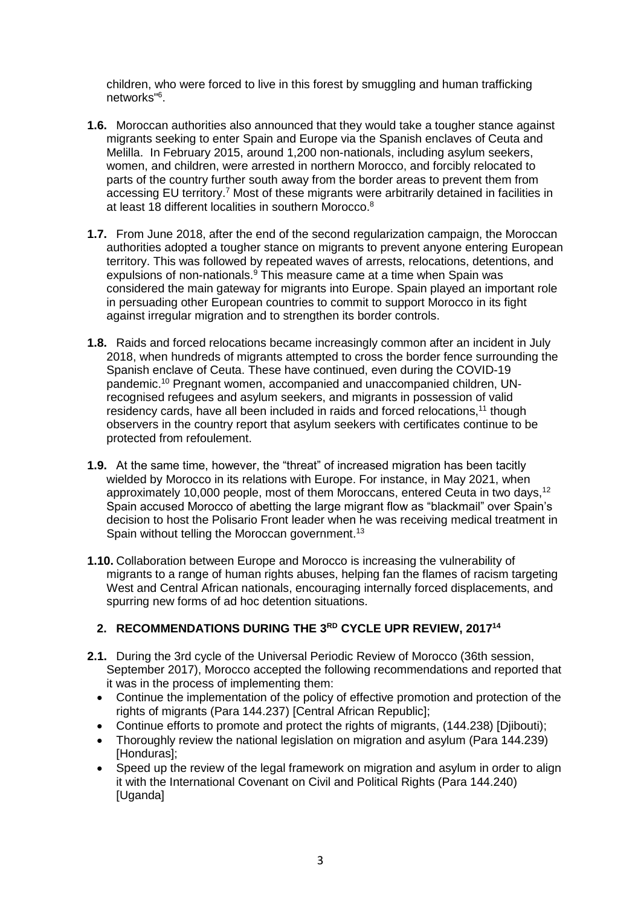children, who were forced to live in this forest by smuggling and human trafficking networks"[6].

**1.6.** Moroccan authorities also announced that they would take a tougher stance against migrants seeking to enter Spain and Europe via the Spanish enclaves of Ceuta and Melilla. In February 2015, around 1,200 non-nationals, including asylum seekers, women, and children, were arrested in northern Morocco, and forcibly relocated to parts of the country further south away from the border areas to prevent them from accessing EU territory.[7] Most of these migrants were arbitrarily detained in facilities in at least 18 different localities in southern Morocco.[8]

**1.7.** From June 2018, after the end of the second regularization campaign, the Moroccan authorities adopted a tougher stance on migrants to prevent anyone entering European territory. This was followed by repeated waves of arrests, relocations, detentions, and expulsions of non-nationals.[9] This measure came at a time when Spain was considered the main gateway for migrants into Europe. Spain played an important role in persuading other European countries to commit to support Morocco in its fight against irregular migration and to strengthen its border controls.

**1.8.** Raids and forced relocations became increasingly common after an incident in July 2018, when hundreds of migrants attempted to cross the border fence surrounding the Spanish enclave of Ceuta. These have continued, even during the COVID-19 pandemic.[10] Pregnant women, accompanied and unaccompanied children, UN-recognised refugees and asylum seekers, and migrants in possession of valid residency cards, have all been included in raids and forced relocations,[11] though observers in the country report that asylum seekers with certificates continue to be protected from refoulement.

**1.9.** At the same time, however, the "threat" of increased migration has been tacitly wielded by Morocco in its relations with Europe. For instance, in May 2021, when approximately 10,000 people, most of them Moroccans, entered Ceuta in two days,[12] Spain accused Morocco of abetting the large migrant flow as "blackmail" over Spain's decision to host the Polisario Front leader when he was receiving medical treatment in Spain without telling the Moroccan government.[13]

**1.10.** Collaboration between Europe and Morocco is increasing the vulnerability of migrants to a range of human rights abuses, helping fan the flames of racism targeting West and Central African nationals, encouraging internally forced displacements, and spurring new forms of ad hoc detention situations.

## 2. RECOMMENDATIONS DURING THE 3RD CYCLE UPR REVIEW, 2017[14]

**2.1.** During the 3rd cycle of the Universal Periodic Review of Morocco (36th session, September 2017), Morocco accepted the following recommendations and reported that it was in the process of implementing them:

- Continue the implementation of the policy of effective promotion and protection of the rights of migrants (Para 144.237) [Central African Republic];
- Continue efforts to promote and protect the rights of migrants, (144.238) [Djibouti);
- Thoroughly review the national legislation on migration and asylum (Para 144.239) [Honduras];
- Speed up the review of the legal framework on migration and asylum in order to align it with the International Covenant on Civil and Political Rights (Para 144.240) [Uganda]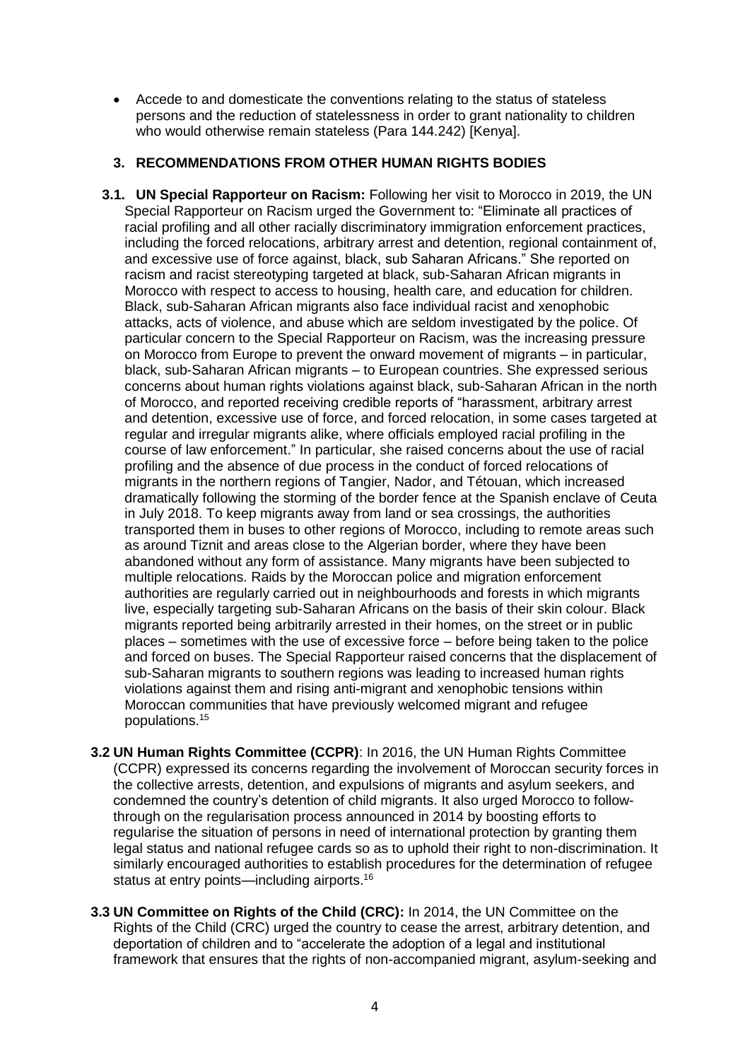- Accede to and domesticate the conventions relating to the status of stateless persons and the reduction of statelessness in order to grant nationality to children who would otherwise remain stateless (Para 144.242) [Kenya].

## 3. RECOMMENDATIONS FROM OTHER HUMAN RIGHTS BODIES

**3.1. UN Special Rapporteur on Racism:** Following her visit to Morocco in 2019, the UN Special Rapporteur on Racism urged the Government to: "Eliminate all practices of racial profiling and all other racially discriminatory immigration enforcement practices, including the forced relocations, arbitrary arrest and detention, regional containment of, and excessive use of force against, black, sub Saharan Africans." She reported on racism and racist stereotyping targeted at black, sub-Saharan African migrants in Morocco with respect to access to housing, health care, and education for children. Black, sub-Saharan African migrants also face individual racist and xenophobic attacks, acts of violence, and abuse which are seldom investigated by the police. Of particular concern to the Special Rapporteur on Racism, was the increasing pressure on Morocco from Europe to prevent the onward movement of migrants – in particular, black, sub-Saharan African migrants – to European countries. She expressed serious concerns about human rights violations against black, sub-Saharan African in the north of Morocco, and reported receiving credible reports of "harassment, arbitrary arrest and detention, excessive use of force, and forced relocation, in some cases targeted at regular and irregular migrants alike, where officials employed racial profiling in the course of law enforcement." In particular, she raised concerns about the use of racial profiling and the absence of due process in the conduct of forced relocations of migrants in the northern regions of Tangier, Nador, and Tétouan, which increased dramatically following the storming of the border fence at the Spanish enclave of Ceuta in July 2018. To keep migrants away from land or sea crossings, the authorities transported them in buses to other regions of Morocco, including to remote areas such as around Tiznit and areas close to the Algerian border, where they have been abandoned without any form of assistance. Many migrants have been subjected to multiple relocations. Raids by the Moroccan police and migration enforcement authorities are regularly carried out in neighbourhoods and forests in which migrants live, especially targeting sub-Saharan Africans on the basis of their skin colour. Black migrants reported being arbitrarily arrested in their homes, on the street or in public places – sometimes with the use of excessive force – before being taken to the police and forced on buses. The Special Rapporteur raised concerns that the displacement of sub-Saharan migrants to southern regions was leading to increased human rights violations against them and rising anti-migrant and xenophobic tensions within Moroccan communities that have previously welcomed migrant and refugee populations.[15]

**3.2 UN Human Rights Committee (CCPR)**: In 2016, the UN Human Rights Committee (CCPR) expressed its concerns regarding the involvement of Moroccan security forces in the collective arrests, detention, and expulsions of migrants and asylum seekers, and condemned the country's detention of child migrants. It also urged Morocco to follow-through on the regularisation process announced in 2014 by boosting efforts to regularise the situation of persons in need of international protection by granting them legal status and national refugee cards so as to uphold their right to non-discrimination. It similarly encouraged authorities to establish procedures for the determination of refugee status at entry points—including airports.[16]

**3.3 UN Committee on Rights of the Child (CRC):** In 2014, the UN Committee on the Rights of the Child (CRC) urged the country to cease the arrest, arbitrary detention, and deportation of children and to "accelerate the adoption of a legal and institutional framework that ensures that the rights of non-accompanied migrant, asylum-seeking and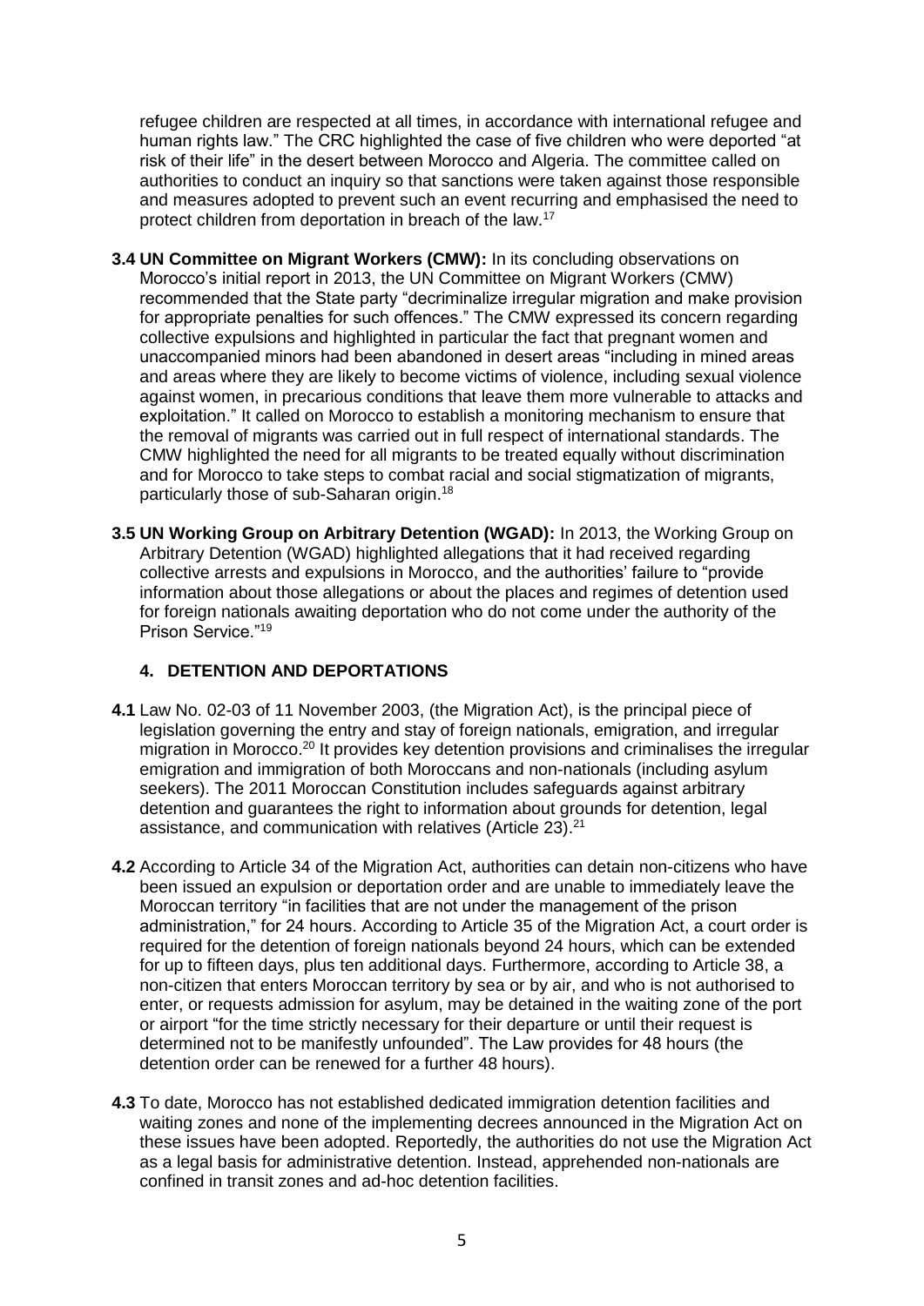refugee children are respected at all times, in accordance with international refugee and human rights law." The CRC highlighted the case of five children who were deported "at risk of their life" in the desert between Morocco and Algeria. The committee called on authorities to conduct an inquiry so that sanctions were taken against those responsible and measures adopted to prevent such an event recurring and emphasised the need to protect children from deportation in breach of the law.[17]

**3.4 UN Committee on Migrant Workers (CMW):** In its concluding observations on Morocco's initial report in 2013, the UN Committee on Migrant Workers (CMW) recommended that the State party "decriminalize irregular migration and make provision for appropriate penalties for such offences." The CMW expressed its concern regarding collective expulsions and highlighted in particular the fact that pregnant women and unaccompanied minors had been abandoned in desert areas "including in mined areas and areas where they are likely to become victims of violence, including sexual violence against women, in precarious conditions that leave them more vulnerable to attacks and exploitation." It called on Morocco to establish a monitoring mechanism to ensure that the removal of migrants was carried out in full respect of international standards. The CMW highlighted the need for all migrants to be treated equally without discrimination and for Morocco to take steps to combat racial and social stigmatization of migrants, particularly those of sub-Saharan origin.[18]

**3.5 UN Working Group on Arbitrary Detention (WGAD):** In 2013, the Working Group on Arbitrary Detention (WGAD) highlighted allegations that it had received regarding collective arrests and expulsions in Morocco, and the authorities' failure to "provide information about those allegations or about the places and regimes of detention used for foreign nationals awaiting deportation who do not come under the authority of the Prison Service."[19]

## 4. DETENTION AND DEPORTATIONS

**4.1** Law No. 02-03 of 11 November 2003, (the Migration Act), is the principal piece of legislation governing the entry and stay of foreign nationals, emigration, and irregular migration in Morocco.[20] It provides key detention provisions and criminalises the irregular emigration and immigration of both Moroccans and non-nationals (including asylum seekers). The 2011 Moroccan Constitution includes safeguards against arbitrary detention and guarantees the right to information about grounds for detention, legal assistance, and communication with relatives (Article 23).[21]

**4.2** According to Article 34 of the Migration Act, authorities can detain non-citizens who have been issued an expulsion or deportation order and are unable to immediately leave the Moroccan territory "in facilities that are not under the management of the prison administration," for 24 hours. According to Article 35 of the Migration Act, a court order is required for the detention of foreign nationals beyond 24 hours, which can be extended for up to fifteen days, plus ten additional days. Furthermore, according to Article 38, a non-citizen that enters Moroccan territory by sea or by air, and who is not authorised to enter, or requests admission for asylum, may be detained in the waiting zone of the port or airport "for the time strictly necessary for their departure or until their request is determined not to be manifestly unfounded". The Law provides for 48 hours (the detention order can be renewed for a further 48 hours).

**4.3** To date, Morocco has not established dedicated immigration detention facilities and waiting zones and none of the implementing decrees announced in the Migration Act on these issues have been adopted. Reportedly, the authorities do not use the Migration Act as a legal basis for administrative detention. Instead, apprehended non-nationals are confined in transit zones and ad-hoc detention facilities.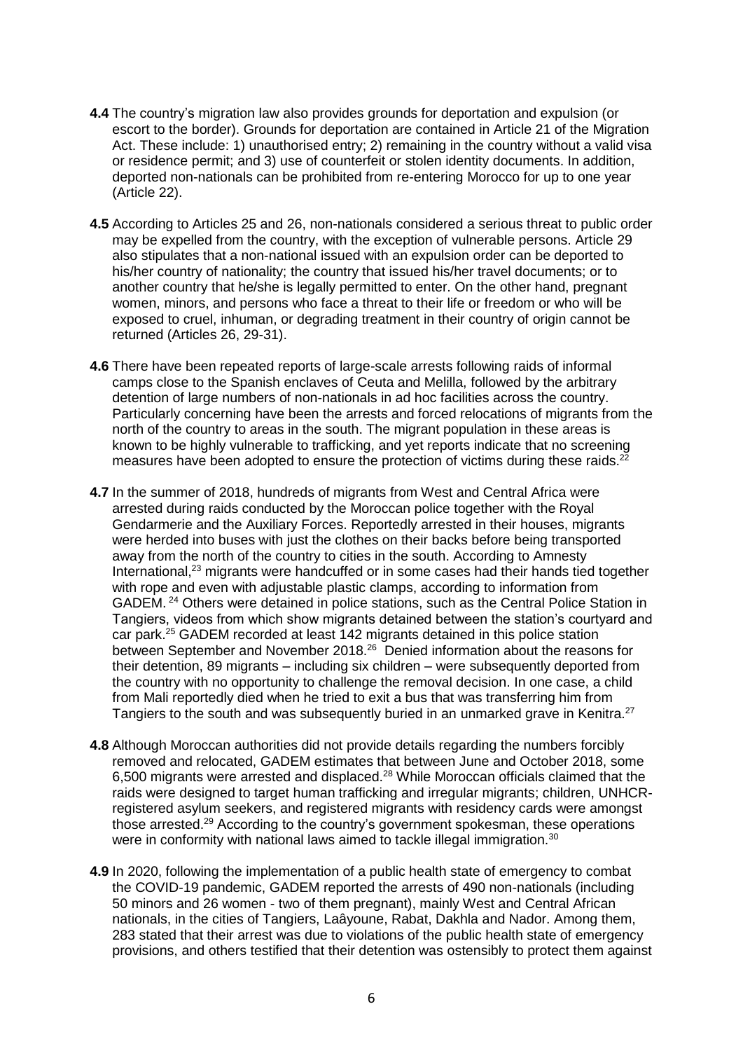**4.4** The country's migration law also provides grounds for deportation and expulsion (or escort to the border). Grounds for deportation are contained in Article 21 of the Migration Act. These include: 1) unauthorised entry; 2) remaining in the country without a valid visa or residence permit; and 3) use of counterfeit or stolen identity documents. In addition, deported non-nationals can be prohibited from re-entering Morocco for up to one year (Article 22).

**4.5** According to Articles 25 and 26, non-nationals considered a serious threat to public order may be expelled from the country, with the exception of vulnerable persons. Article 29 also stipulates that a non-national issued with an expulsion order can be deported to his/her country of nationality; the country that issued his/her travel documents; or to another country that he/she is legally permitted to enter. On the other hand, pregnant women, minors, and persons who face a threat to their life or freedom or who will be exposed to cruel, inhuman, or degrading treatment in their country of origin cannot be returned (Articles 26, 29-31).

**4.6** There have been repeated reports of large-scale arrests following raids of informal camps close to the Spanish enclaves of Ceuta and Melilla, followed by the arbitrary detention of large numbers of non-nationals in ad hoc facilities across the country. Particularly concerning have been the arrests and forced relocations of migrants from the north of the country to areas in the south. The migrant population in these areas is known to be highly vulnerable to trafficking, and yet reports indicate that no screening measures have been adopted to ensure the protection of victims during these raids.[22]

**4.7** In the summer of 2018, hundreds of migrants from West and Central Africa were arrested during raids conducted by the Moroccan police together with the Royal Gendarmerie and the Auxiliary Forces. Reportedly arrested in their houses, migrants were herded into buses with just the clothes on their backs before being transported away from the north of the country to cities in the south. According to Amnesty International,[23] migrants were handcuffed or in some cases had their hands tied together with rope and even with adjustable plastic clamps, according to information from GADEM. [24] Others were detained in police stations, such as the Central Police Station in Tangiers, videos from which show migrants detained between the station's courtyard and car park.[25] GADEM recorded at least 142 migrants detained in this police station between September and November 2018.[26] Denied information about the reasons for their detention, 89 migrants – including six children – were subsequently deported from the country with no opportunity to challenge the removal decision. In one case, a child from Mali reportedly died when he tried to exit a bus that was transferring him from Tangiers to the south and was subsequently buried in an unmarked grave in Kenitra.[27]

**4.8** Although Moroccan authorities did not provide details regarding the numbers forcibly removed and relocated, GADEM estimates that between June and October 2018, some 6,500 migrants were arrested and displaced.[28] While Moroccan officials claimed that the raids were designed to target human trafficking and irregular migrants; children, UNHCR-registered asylum seekers, and registered migrants with residency cards were amongst those arrested.[29] According to the country's government spokesman, these operations were in conformity with national laws aimed to tackle illegal immigration.[30]

**4.9** In 2020, following the implementation of a public health state of emergency to combat the COVID-19 pandemic, GADEM reported the arrests of 490 non-nationals (including 50 minors and 26 women - two of them pregnant), mainly West and Central African nationals, in the cities of Tangiers, Laâyoune, Rabat, Dakhla and Nador. Among them, 283 stated that their arrest was due to violations of the public health state of emergency provisions, and others testified that their detention was ostensibly to protect them against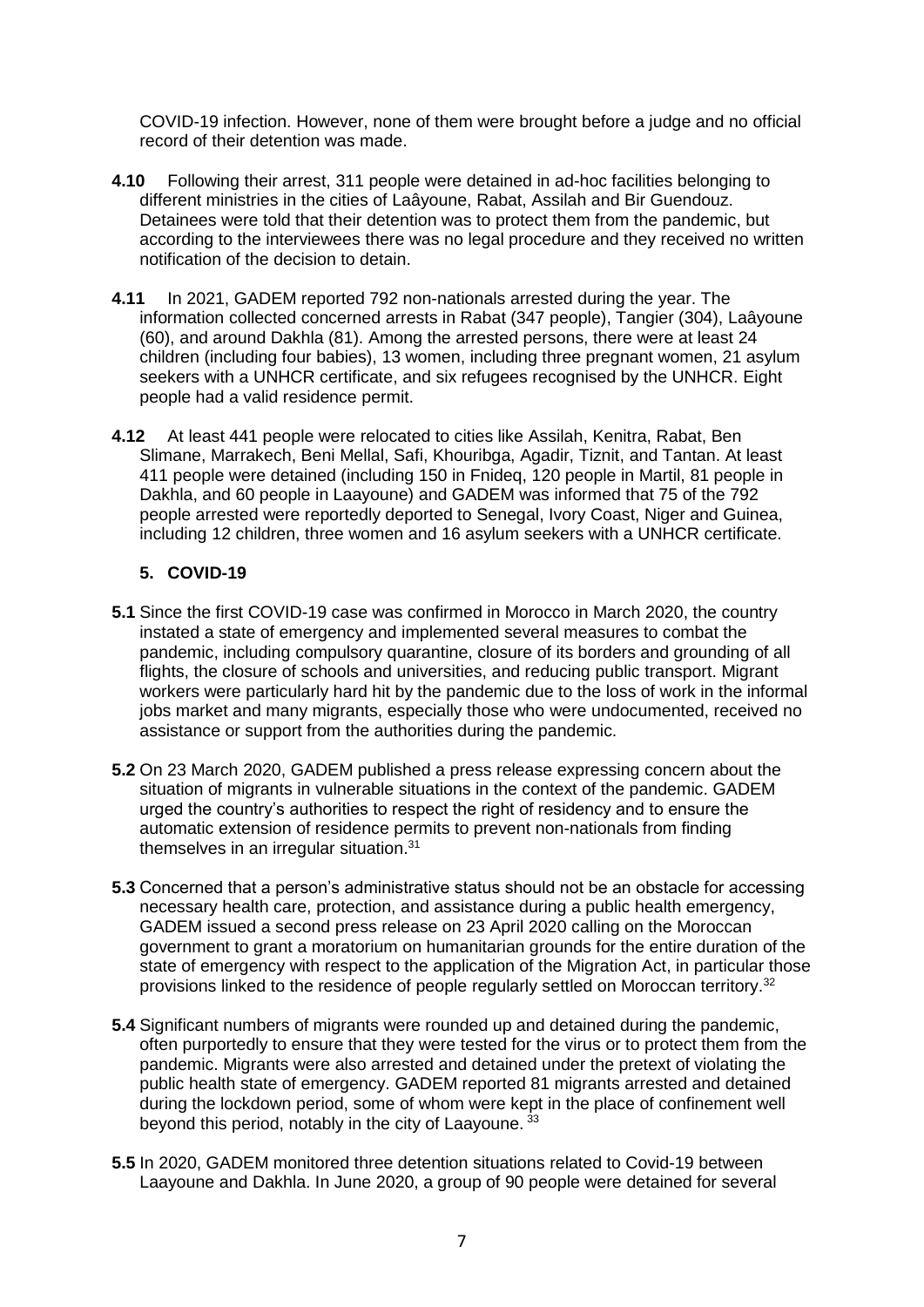COVID-19 infection. However, none of them were brought before a judge and no official record of their detention was made.

**4.10** Following their arrest, 311 people were detained in ad-hoc facilities belonging to different ministries in the cities of Laâyoune, Rabat, Assilah and Bir Guendouz. Detainees were told that their detention was to protect them from the pandemic, but according to the interviewees there was no legal procedure and they received no written notification of the decision to detain.

**4.11** In 2021, GADEM reported 792 non-nationals arrested during the year. The information collected concerned arrests in Rabat (347 people), Tangier (304), Laâyoune (60), and around Dakhla (81). Among the arrested persons, there were at least 24 children (including four babies), 13 women, including three pregnant women, 21 asylum seekers with a UNHCR certificate, and six refugees recognised by the UNHCR. Eight people had a valid residence permit.

**4.12** At least 441 people were relocated to cities like Assilah, Kenitra, Rabat, Ben Slimane, Marrakech, Beni Mellal, Safi, Khouribga, Agadir, Tiznit, and Tantan. At least 411 people were detained (including 150 in Fnideq, 120 people in Martil, 81 people in Dakhla, and 60 people in Laayoune) and GADEM was informed that 75 of the 792 people arrested were reportedly deported to Senegal, Ivory Coast, Niger and Guinea, including 12 children, three women and 16 asylum seekers with a UNHCR certificate.

## 5. COVID-19

**5.1** Since the first COVID-19 case was confirmed in Morocco in March 2020, the country instated a state of emergency and implemented several measures to combat the pandemic, including compulsory quarantine, closure of its borders and grounding of all flights, the closure of schools and universities, and reducing public transport. Migrant workers were particularly hard hit by the pandemic due to the loss of work in the informal jobs market and many migrants, especially those who were undocumented, received no assistance or support from the authorities during the pandemic.

**5.2** On 23 March 2020, GADEM published a press release expressing concern about the situation of migrants in vulnerable situations in the context of the pandemic. GADEM urged the country's authorities to respect the right of residency and to ensure the automatic extension of residence permits to prevent non-nationals from finding themselves in an irregular situation.[31]

**5.3** Concerned that a person's administrative status should not be an obstacle for accessing necessary health care, protection, and assistance during a public health emergency, GADEM issued a second press release on 23 April 2020 calling on the Moroccan government to grant a moratorium on humanitarian grounds for the entire duration of the state of emergency with respect to the application of the Migration Act, in particular those provisions linked to the residence of people regularly settled on Moroccan territory.[32]

**5.4** Significant numbers of migrants were rounded up and detained during the pandemic, often purportedly to ensure that they were tested for the virus or to protect them from the pandemic. Migrants were also arrested and detained under the pretext of violating the public health state of emergency. GADEM reported 81 migrants arrested and detained during the lockdown period, some of whom were kept in the place of confinement well beyond this period, notably in the city of Laayoune.[33]

**5.5** In 2020, GADEM monitored three detention situations related to Covid-19 between Laayoune and Dakhla. In June 2020, a group of 90 people were detained for several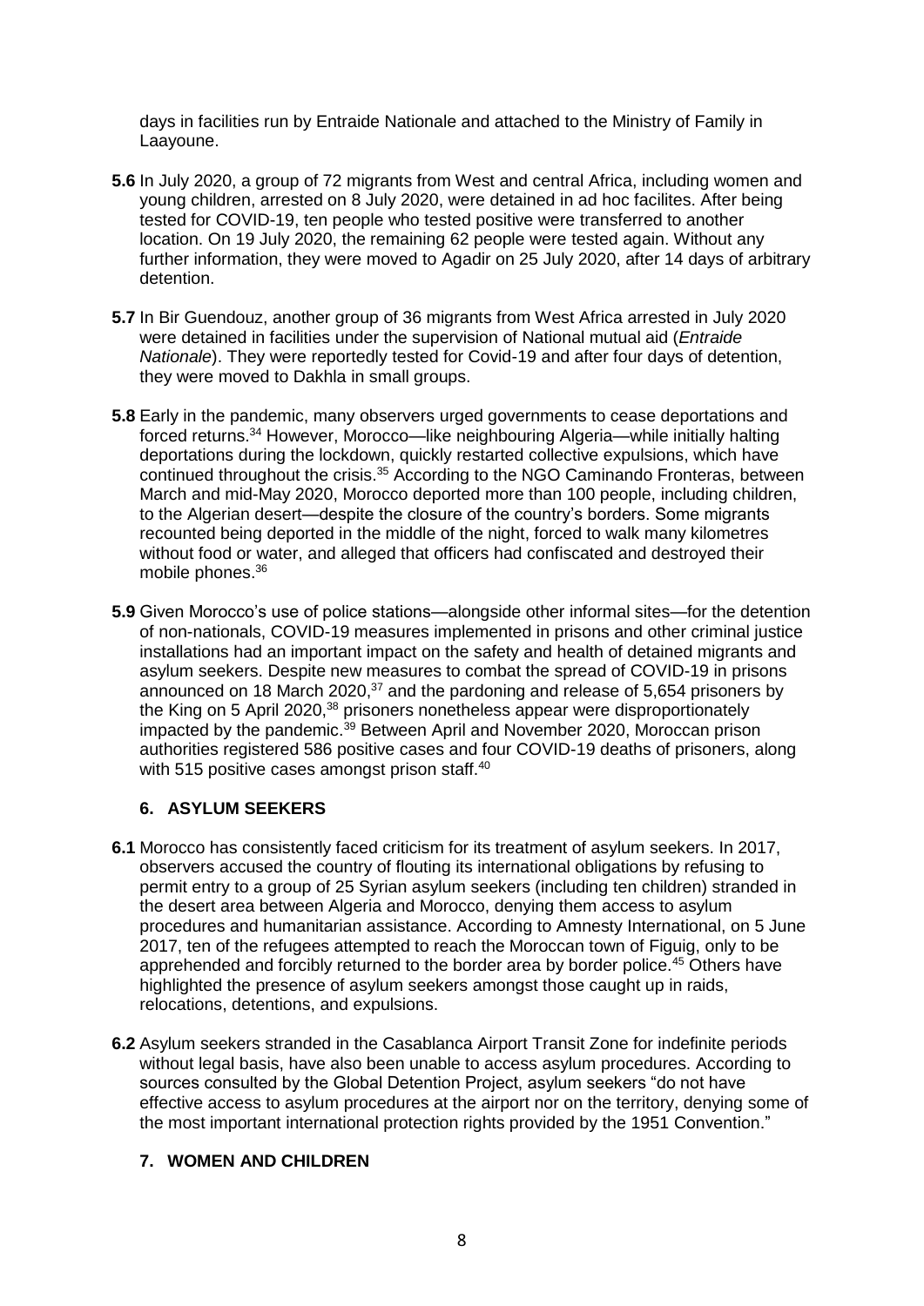days in facilities run by Entraide Nationale and attached to the Ministry of Family in Laayoune.

**5.6** In July 2020, a group of 72 migrants from West and central Africa, including women and young children, arrested on 8 July 2020, were detained in ad hoc facilites. After being tested for COVID-19, ten people who tested positive were transferred to another location. On 19 July 2020, the remaining 62 people were tested again. Without any further information, they were moved to Agadir on 25 July 2020, after 14 days of arbitrary detention.

**5.7** In Bir Guendouz, another group of 36 migrants from West Africa arrested in July 2020 were detained in facilities under the supervision of National mutual aid (*Entraide Nationale*). They were reportedly tested for Covid-19 and after four days of detention, they were moved to Dakhla in small groups.

**5.8** Early in the pandemic, many observers urged governments to cease deportations and forced returns.[34] However, Morocco—like neighbouring Algeria—while initially halting deportations during the lockdown, quickly restarted collective expulsions, which have continued throughout the crisis.[35] According to the NGO Caminando Fronteras, between March and mid-May 2020, Morocco deported more than 100 people, including children, to the Algerian desert—despite the closure of the country's borders. Some migrants recounted being deported in the middle of the night, forced to walk many kilometres without food or water, and alleged that officers had confiscated and destroyed their mobile phones.[36]

**5.9** Given Morocco's use of police stations—alongside other informal sites—for the detention of non-nationals, COVID-19 measures implemented in prisons and other criminal justice installations had an important impact on the safety and health of detained migrants and asylum seekers. Despite new measures to combat the spread of COVID-19 in prisons announced on 18 March 2020,[37] and the pardoning and release of 5,654 prisoners by the King on 5 April 2020,[38] prisoners nonetheless appear were disproportionately impacted by the pandemic.[39] Between April and November 2020, Moroccan prison authorities registered 586 positive cases and four COVID-19 deaths of prisoners, along with 515 positive cases amongst prison staff.[40]

## 6. ASYLUM SEEKERS

**6.1** Morocco has consistently faced criticism for its treatment of asylum seekers. In 2017, observers accused the country of flouting its international obligations by refusing to permit entry to a group of 25 Syrian asylum seekers (including ten children) stranded in the desert area between Algeria and Morocco, denying them access to asylum procedures and humanitarian assistance. According to Amnesty International, on 5 June 2017, ten of the refugees attempted to reach the Moroccan town of Figuig, only to be apprehended and forcibly returned to the border area by border police.[45] Others have highlighted the presence of asylum seekers amongst those caught up in raids, relocations, detentions, and expulsions.

**6.2** Asylum seekers stranded in the Casablanca Airport Transit Zone for indefinite periods without legal basis, have also been unable to access asylum procedures. According to sources consulted by the Global Detention Project, asylum seekers "do not have effective access to asylum procedures at the airport nor on the territory, denying some of the most important international protection rights provided by the 1951 Convention."

## 7. WOMEN AND CHILDREN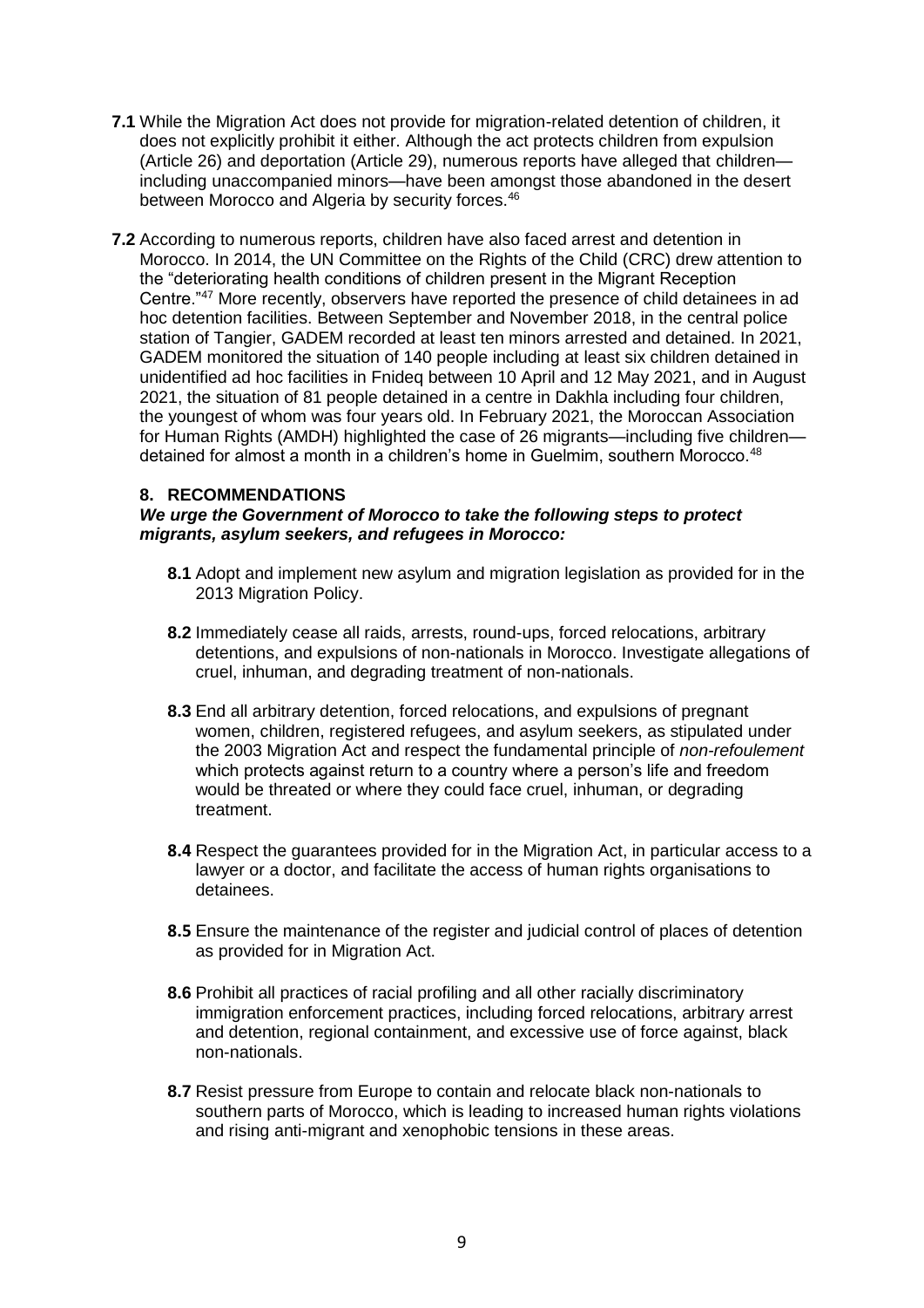**7.1** While the Migration Act does not provide for migration-related detention of children, it does not explicitly prohibit it either. Although the act protects children from expulsion (Article 26) and deportation (Article 29), numerous reports have alleged that children—including unaccompanied minors—have been amongst those abandoned in the desert between Morocco and Algeria by security forces.[46]

**7.2** According to numerous reports, children have also faced arrest and detention in Morocco. In 2014, the UN Committee on the Rights of the Child (CRC) drew attention to the "deteriorating health conditions of children present in the Migrant Reception Centre."[47] More recently, observers have reported the presence of child detainees in ad hoc detention facilities. Between September and November 2018, in the central police station of Tangier, GADEM recorded at least ten minors arrested and detained. In 2021, GADEM monitored the situation of 140 people including at least six children detained in unidentified ad hoc facilities in Fnideq between 10 April and 12 May 2021, and in August 2021, the situation of 81 people detained in a centre in Dakhla including four children, the youngest of whom was four years old. In February 2021, the Moroccan Association for Human Rights (AMDH) highlighted the case of 26 migrants—including five children—detained for almost a month in a children's home in Guelmim, southern Morocco.[48]

## 8. RECOMMENDATIONS

***We urge the Government of Morocco to take the following steps to protect migrants, asylum seekers, and refugees in Morocco:***

**8.1** Adopt and implement new asylum and migration legislation as provided for in the 2013 Migration Policy.

**8.2** Immediately cease all raids, arrests, round-ups, forced relocations, arbitrary detentions, and expulsions of non-nationals in Morocco. Investigate allegations of cruel, inhuman, and degrading treatment of non-nationals.

**8.3** End all arbitrary detention, forced relocations, and expulsions of pregnant women, children, registered refugees, and asylum seekers, as stipulated under the 2003 Migration Act and respect the fundamental principle of *non-refoulement* which protects against return to a country where a person's life and freedom would be threated or where they could face cruel, inhuman, or degrading treatment.

**8.4** Respect the guarantees provided for in the Migration Act, in particular access to a lawyer or a doctor, and facilitate the access of human rights organisations to detainees.

**8.5** Ensure the maintenance of the register and judicial control of places of detention as provided for in Migration Act.

**8.6** Prohibit all practices of racial profiling and all other racially discriminatory immigration enforcement practices, including forced relocations, arbitrary arrest and detention, regional containment, and excessive use of force against, black non-nationals.

**8.7** Resist pressure from Europe to contain and relocate black non-nationals to southern parts of Morocco, which is leading to increased human rights violations and rising anti-migrant and xenophobic tensions in these areas.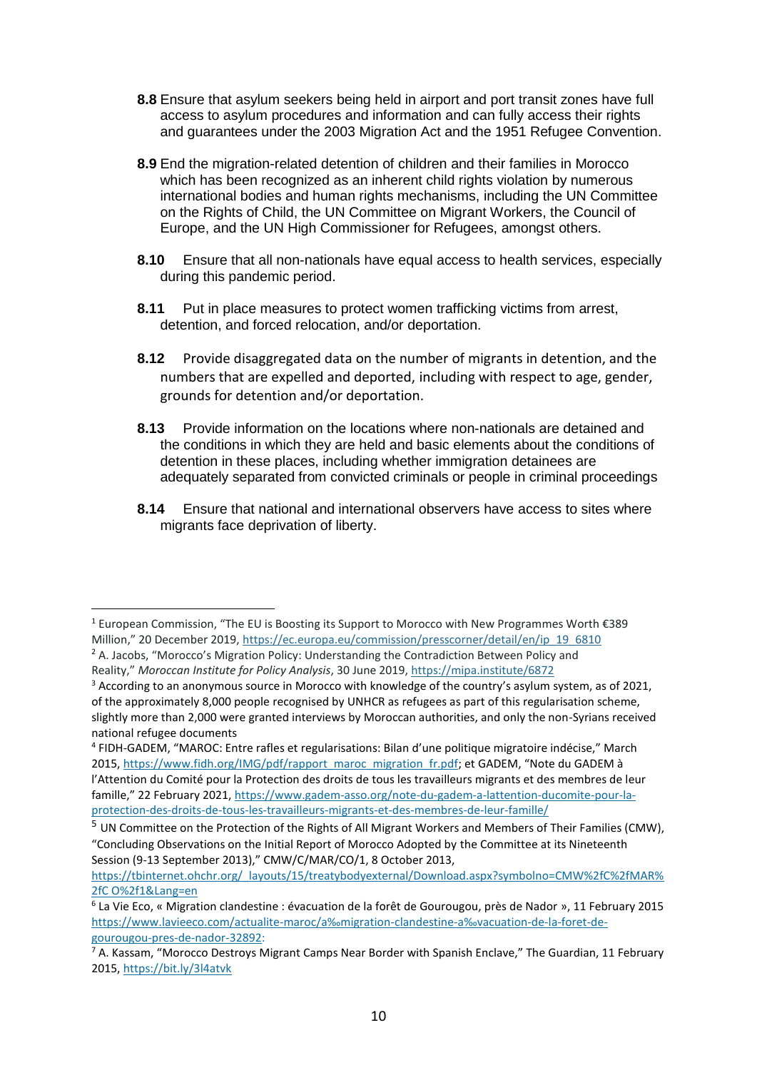**8.8** Ensure that asylum seekers being held in airport and port transit zones have full access to asylum procedures and information and can fully access their rights and guarantees under the 2003 Migration Act and the 1951 Refugee Convention.

**8.9** End the migration-related detention of children and their families in Morocco which has been recognized as an inherent child rights violation by numerous international bodies and human rights mechanisms, including the UN Committee on the Rights of Child, the UN Committee on Migrant Workers, the Council of Europe, and the UN High Commissioner for Refugees, amongst others.

**8.10** Ensure that all non-nationals have equal access to health services, especially during this pandemic period.

**8.11** Put in place measures to protect women trafficking victims from arrest, detention, and forced relocation, and/or deportation.

**8.12** Provide disaggregated data on the number of migrants in detention, and the numbers that are expelled and deported, including with respect to age, gender, grounds for detention and/or deportation.

**8.13** Provide information on the locations where non-nationals are detained and the conditions in which they are held and basic elements about the conditions of detention in these places, including whether immigration detainees are adequately separated from convicted criminals or people in criminal proceedings

**8.14** Ensure that national and international observers have access to sites where migrants face deprivation of liberty.

---

[1] European Commission, "The EU is Boosting its Support to Morocco with New Programmes Worth €389 Million," 20 December 2019, https://ec.europa.eu/commission/presscorner/detail/en/ip_19_6810

[2] A. Jacobs, "Morocco's Migration Policy: Understanding the Contradiction Between Policy and Reality," *Moroccan Institute for Policy Analysis*, 30 June 2019, https://mipa.institute/6872

[3] According to an anonymous source in Morocco with knowledge of the country's asylum system, as of 2021, of the approximately 8,000 people recognised by UNHCR as refugees as part of this regularisation scheme, slightly more than 2,000 were granted interviews by Moroccan authorities, and only the non-Syrians received national refugee documents

[4] FIDH-GADEM, "MAROC: Entre rafles et regularisations: Bilan d'une politique migratoire indécise," March 2015, https://www.fidh.org/IMG/pdf/rapport_maroc_migration_fr.pdf; et GADEM, "Note du GADEM à l'Attention du Comité pour la Protection des droits de tous les travailleurs migrants et des membres de leur famille," 22 February 2021, https://www.gadem-asso.org/note-du-gadem-a-lattention-ducomite-pour-la-protection-des-droits-de-tous-les-travailleurs-migrants-et-des-membres-de-leur-famille/

[5] UN Committee on the Protection of the Rights of All Migrant Workers and Members of Their Families (CMW), "Concluding Observations on the Initial Report of Morocco Adopted by the Committee at its Nineteenth Session (9-13 September 2013)," CMW/C/MAR/CO/1, 8 October 2013, https://tbinternet.ohchr.org/_layouts/15/treatybodyexternal/Download.aspx?symbolno=CMW%2fC%2fMAR%2fC O%2f1&Lang=en

[6] La Vie Eco, « Migration clandestine : évacuation de la forêt de Gourougou, près de Nador », 11 February 2015 https://www.lavieeco.com/actualite-maroc/a%‰migration-clandestine-a%‰vacuation-de-la-foret-de-gourougou-pres-de-nador-32892:

[7] A. Kassam, "Morocco Destroys Migrant Camps Near Border with Spanish Enclave," The Guardian, 11 February 2015, https://bit.ly/3l4atvk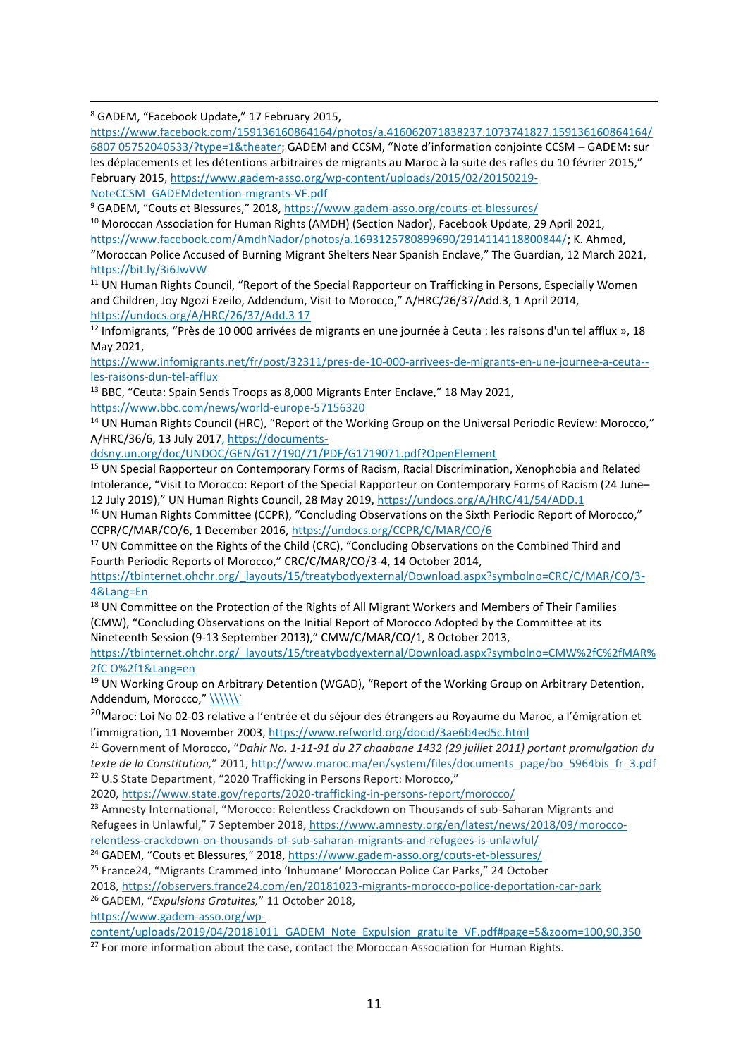[8] GADEM, "Facebook Update," 17 February 2015, https://www.facebook.com/159136160864164/photos/a.416062071838237.1073741827.159136160864164/6807 05752040533/?type=1&theater; GADEM and CCSM, "Note d'information conjointe CCSM – GADEM: sur les déplacements et les détentions arbitraires de migrants au Maroc à la suite des rafles du 10 février 2015," February 2015, https://www.gadem-asso.org/wp-content/uploads/2015/02/20150219-NoteCCSM_GADEMdetention-migrants-VF.pdf

[9] GADEM, "Couts et Blessures," 2018, https://www.gadem-asso.org/couts-et-blessures/

[10] Moroccan Association for Human Rights (AMDH) (Section Nador), Facebook Update, 29 April 2021, https://www.facebook.com/AmdhNador/photos/a.1693125780899690/2914114118800844/; K. Ahmed, "Moroccan Police Accused of Burning Migrant Shelters Near Spanish Enclave," The Guardian, 12 March 2021, https://bit.ly/3i6JwVW

[11] UN Human Rights Council, "Report of the Special Rapporteur on Trafficking in Persons, Especially Women and Children, Joy Ngozi Ezeilo, Addendum, Visit to Morocco," A/HRC/26/37/Add.3, 1 April 2014, https://undocs.org/A/HRC/26/37/Add.3 17

[12] Infomigrants, "Près de 10 000 arrivées de migrants en une journée à Ceuta : les raisons d'un tel afflux », 18 May 2021, https://www.infomigrants.net/fr/post/32311/pres-de-10-000-arrivees-de-migrants-en-une-journee-a-ceuta--les-raisons-dun-tel-afflux

[13] BBC, "Ceuta: Spain Sends Troops as 8,000 Migrants Enter Enclave," 18 May 2021, https://www.bbc.com/news/world-europe-57156320

[14] UN Human Rights Council (HRC), "Report of the Working Group on the Universal Periodic Review: Morocco," A/HRC/36/6, 13 July 2017, https://documents-ddsny.un.org/doc/UNDOC/GEN/G17/190/71/PDF/G1719071.pdf?OpenElement

[15] UN Special Rapporteur on Contemporary Forms of Racism, Racial Discrimination, Xenophobia and Related Intolerance, "Visit to Morocco: Report of the Special Rapporteur on Contemporary Forms of Racism (24 June–12 July 2019)," UN Human Rights Council, 28 May 2019, https://undocs.org/A/HRC/41/54/ADD.1

[16] UN Human Rights Committee (CCPR), "Concluding Observations on the Sixth Periodic Report of Morocco," CCPR/C/MAR/CO/6, 1 December 2016, https://undocs.org/CCPR/C/MAR/CO/6

[17] UN Committee on the Rights of the Child (CRC), "Concluding Observations on the Combined Third and Fourth Periodic Reports of Morocco," CRC/C/MAR/CO/3-4, 14 October 2014, https://tbinternet.ohchr.org/_layouts/15/treatybodyexternal/Download.aspx?symbolno=CRC/C/MAR/CO/3-4&Lang=En

[18] UN Committee on the Protection of the Rights of All Migrant Workers and Members of Their Families (CMW), "Concluding Observations on the Initial Report of Morocco Adopted by the Committee at its Nineteenth Session (9-13 September 2013)," CMW/C/MAR/CO/1, 8 October 2013, https://tbinternet.ohchr.org/_layouts/15/treatybodyexternal/Download.aspx?symbolno=CMW%2fC%2fMAR%2fC O%2f1&Lang=en

[19] UN Working Group on Arbitrary Detention (WGAD), "Report of the Working Group on Arbitrary Detention, Addendum, Morocco," \\\\\\`

[20] Maroc: Loi No 02-03 relative a l'entrée et du séjour des étrangers au Royaume du Maroc, a l'émigration et l'immigration, 11 November 2003, https://www.refworld.org/docid/3ae6b4ed5c.html

[21] Government of Morocco, "*Dahir No. 1-11-91 du 27 chaabane 1432 (29 juillet 2011) portant promulgation du texte de la Constitution,*" 2011, http://www.maroc.ma/en/system/files/documents_page/bo_5964bis_fr_3.pdf

[22] U.S State Department, "2020 Trafficking in Persons Report: Morocco," 2020, https://www.state.gov/reports/2020-trafficking-in-persons-report/morocco/

[23] Amnesty International, "Morocco: Relentless Crackdown on Thousands of sub-Saharan Migrants and Refugees in Unlawful," 7 September 2018, https://www.amnesty.org/en/latest/news/2018/09/morocco-relentless-crackdown-on-thousands-of-sub-saharan-migrants-and-refugees-is-unlawful/

[24] GADEM, "Couts et Blessures," 2018, https://www.gadem-asso.org/couts-et-blessures/

[25] France24, "Migrants Crammed into 'Inhumane' Moroccan Police Car Parks," 24 October 2018, https://observers.france24.com/en/20181023-migrants-morocco-police-deportation-car-park

[26] GADEM, "*Expulsions Gratuites,*" 11 October 2018, https://www.gadem-asso.org/wp-content/uploads/2019/04/20181011_GADEM_Note_Expulsion_gratuite_VF.pdf#page=5&zoom=100,90,350

[27] For more information about the case, contact the Moroccan Association for Human Rights.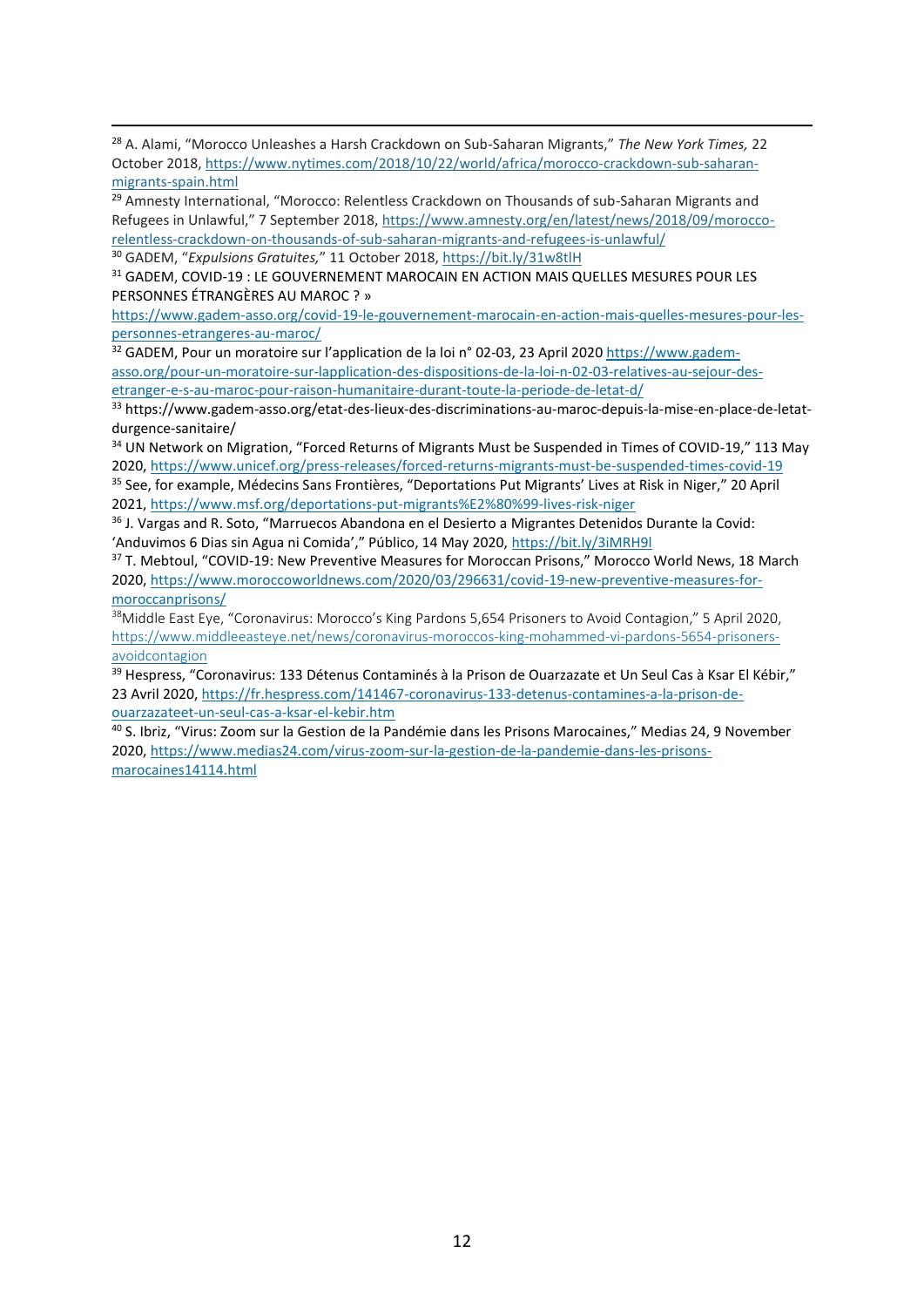[28] A. Alami, "Morocco Unleashes a Harsh Crackdown on Sub-Saharan Migrants," *The New York Times,* 22 October 2018, https://www.nytimes.com/2018/10/22/world/africa/morocco-crackdown-sub-saharan-migrants-spain.html

[29] Amnesty International, "Morocco: Relentless Crackdown on Thousands of sub-Saharan Migrants and Refugees in Unlawful," 7 September 2018, https://www.amnesty.org/en/latest/news/2018/09/morocco-relentless-crackdown-on-thousands-of-sub-saharan-migrants-and-refugees-is-unlawful/

[30] GADEM, "*Expulsions Gratuites,*" 11 October 2018, https://bit.ly/31w8tlH

[31] GADEM, COVID-19 : LE GOUVERNEMENT MAROCAIN EN ACTION MAIS QUELLES MESURES POUR LES PERSONNES ÉTRANGÈRES AU MAROC ? » https://www.gadem-asso.org/covid-19-le-gouvernement-marocain-en-action-mais-quelles-mesures-pour-les-personnes-etrangeres-au-maroc/

[32] GADEM, Pour un moratoire sur l'application de la loi n° 02-03, 23 April 2020 https://www.gadem-asso.org/pour-un-moratoire-sur-lapplication-des-dispositions-de-la-loi-n-02-03-relatives-au-sejour-des-etranger-e-s-au-maroc-pour-raison-humanitaire-durant-toute-la-periode-de-letat-d/

[33] https://www.gadem-asso.org/etat-des-lieux-des-discriminations-au-maroc-depuis-la-mise-en-place-de-letat-durgence-sanitaire/

[34] UN Network on Migration, "Forced Returns of Migrants Must be Suspended in Times of COVID-19," 113 May 2020, https://www.unicef.org/press-releases/forced-returns-migrants-must-be-suspended-times-covid-19

[35] See, for example, Médecins Sans Frontières, "Deportations Put Migrants' Lives at Risk in Niger," 20 April 2021, https://www.msf.org/deportations-put-migrants%E2%80%99-lives-risk-niger

[36] J. Vargas and R. Soto, "Marruecos Abandona en el Desierto a Migrantes Detenidos Durante la Covid: 'Anduvimos 6 Dias sin Agua ni Comida'," Público, 14 May 2020, https://bit.ly/3iMRH9l

[37] T. Mebtoul, "COVID-19: New Preventive Measures for Moroccan Prisons," Morocco World News, 18 March 2020, https://www.moroccoworldnews.com/2020/03/296631/covid-19-new-preventive-measures-for-moroccanprisons/

[38] Middle East Eye, "Coronavirus: Morocco's King Pardons 5,654 Prisoners to Avoid Contagion," 5 April 2020, https://www.middleeasteye.net/news/coronavirus-moroccos-king-mohammed-vi-pardons-5654-prisoners-avoidcontagion

[39] Hespress, "Coronavirus: 133 Détenus Contaminés à la Prison de Ouarzazate et Un Seul Cas à Ksar El Kébir," 23 Avril 2020, https://fr.hespress.com/141467-coronavirus-133-detenus-contamines-a-la-prison-de-ouarzazateet-un-seul-cas-a-ksar-el-kebir.htm

[40] S. Ibriz, "Virus: Zoom sur la Gestion de la Pandémie dans les Prisons Marocaines," Medias 24, 9 November 2020, https://www.medias24.com/virus-zoom-sur-la-gestion-de-la-pandemie-dans-les-prisons-marocaines14114.html